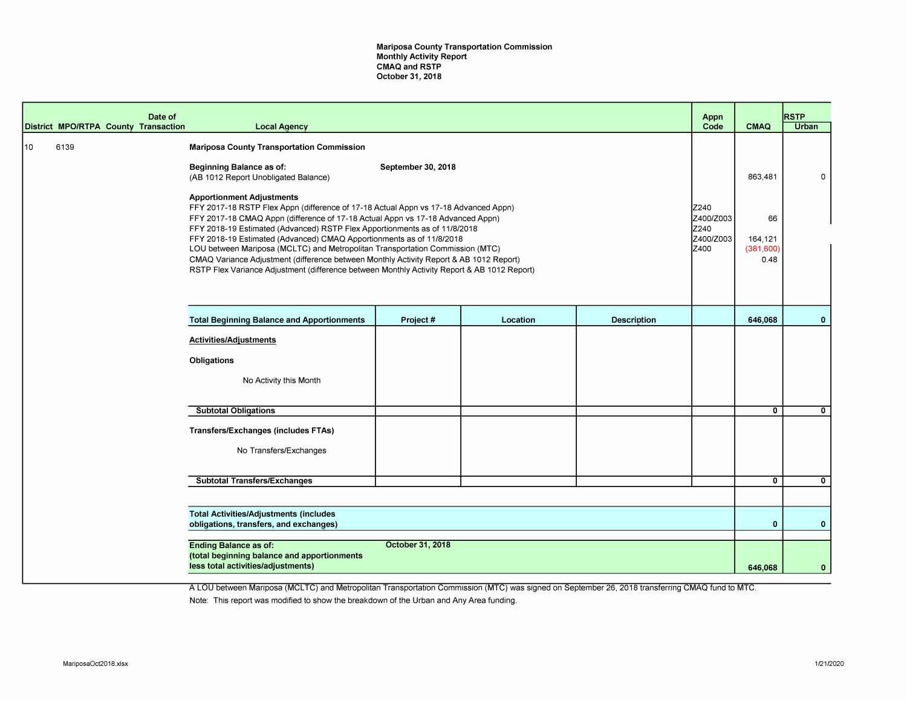**Mariposa County Transportation Commission**
**Monthly Activity Report**
**CMAQ and RSTP**
**October 31, 2018**

| District | MPO/RTPA | County | Date of Transaction | Local Agency | Project # | Location | Description | Appn Code | CMAQ | RSTP Urban |
|---|---|---|---|---|---|---|---|---|---|---|
| 10 | 6139 | | | **Mariposa County Transportation Commission** | | | | | | |
| | | | | **Beginning Balance as of:** September 30, 2018 (AB 1012 Report Unobligated Balance) | | | | | 863,481 | 0 |
| | | | | **Apportionment Adjustments** | | | | | | |
| | | | | FFY 2017-18 RSTP Flex Appn (difference of 17-18 Actual Appn vs 17-18 Advanced Appn) | | | | Z240 | | |
| | | | | FFY 2017-18 CMAQ Appn (difference of 17-18 Actual Appn vs 17-18 Advanced Appn) | | | | Z400/Z003 | 66 | |
| | | | | FFY 2018-19 Estimated (Advanced) RSTP Flex Apportionments as of 11/8/2018 | | | | Z240 | | |
| | | | | FFY 2018-19 Estimated (Advanced) CMAQ Apportionments as of 11/8/2018 | | | | Z400/Z003 | 164,121 | |
| | | | | LOU between Mariposa (MCLTC) and Metropolitan Transportation Commission (MTC) | | | | Z400 | (381,600) | |
| | | | | CMAQ Variance Adjustment (difference between Monthly Activity Report & AB 1012 Report) | | | | | 0.48 | |
| | | | | RSTP Flex Variance Adjustment (difference between Monthly Activity Report & AB 1012 Report) | | | | | | |
| | | | | **Total Beginning Balance and Apportionments** | | | | | **646,068** | **0** |
| | | | | **Activities/Adjustments** | | | | | | |
| | | | | **Obligations** | | | | | | |
| | | | | No Activity this Month | | | | | | |
| | | | | **Subtotal Obligations** | | | | | **0** | **0** |
| | | | | **Transfers/Exchanges (includes FTAs)** | | | | | | |
| | | | | No Transfers/Exchanges | | | | | | |
| | | | | **Subtotal Transfers/Exchanges** | | | | | **0** | **0** |
| | | | | **Total Activities/Adjustments (includes obligations, transfers, and exchanges)** | | | | | **0** | **0** |
| | | | | **Ending Balance as of:** October 31, 2018 **(total beginning balance and apportionments less total activities/adjustments)** | | | | | **646,068** | **0** |

A LOU between Mariposa (MCLTC) and Metropolitan Transportation Commission (MTC) was signed on September 26, 2018 transferring CMAQ fund to MTC.

Note: This report was modified to show the breakdown of the Urban and Any Area funding.

MariposaOct2018.xlsx

1/21/2020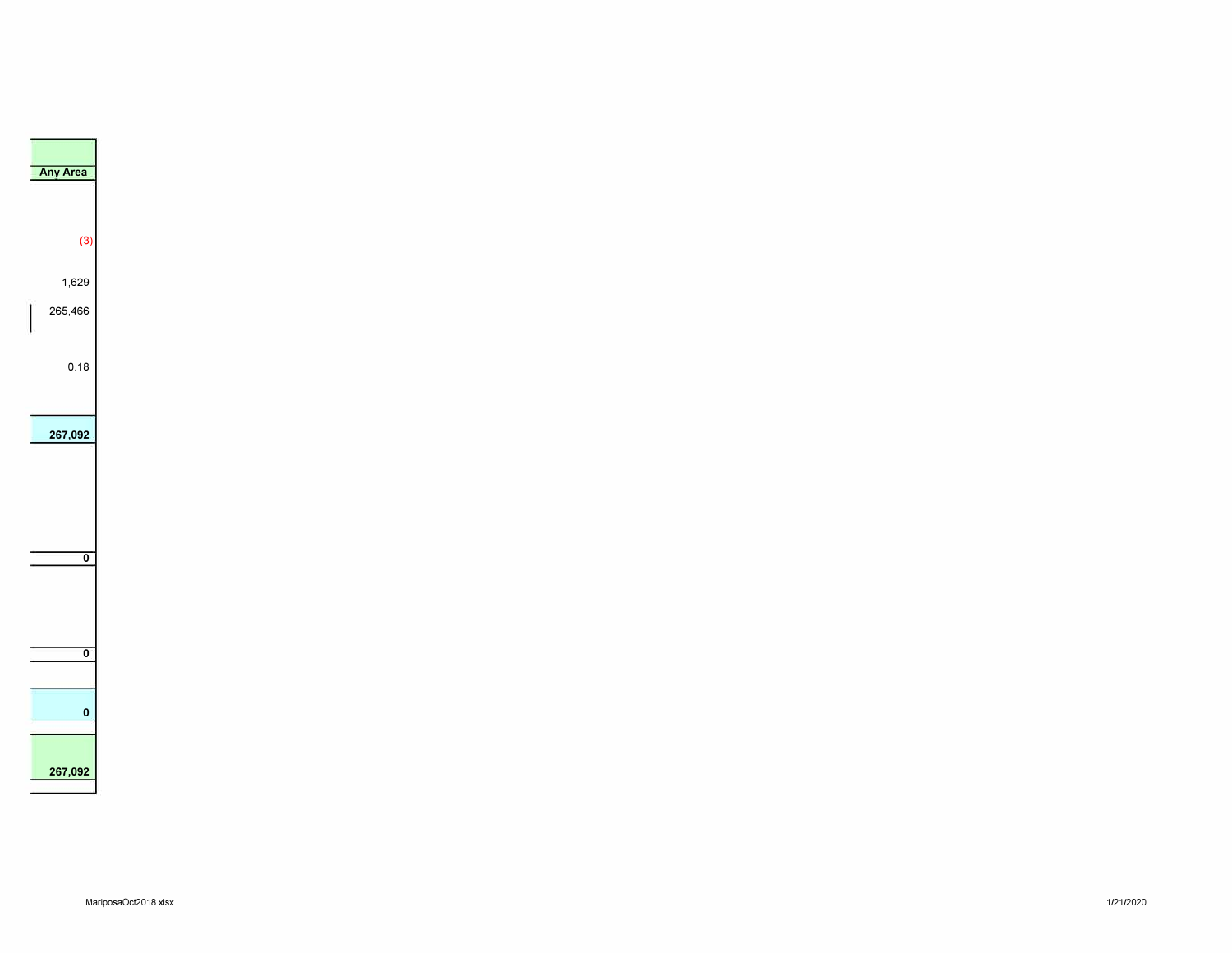| Any Area |
| --- |
| |
| (3) |
| 1,629 |
| 265,466 |
| 0.18 |
| **267,092** |
| **0** |
| **0** |
| **0** |
| **267,092** |